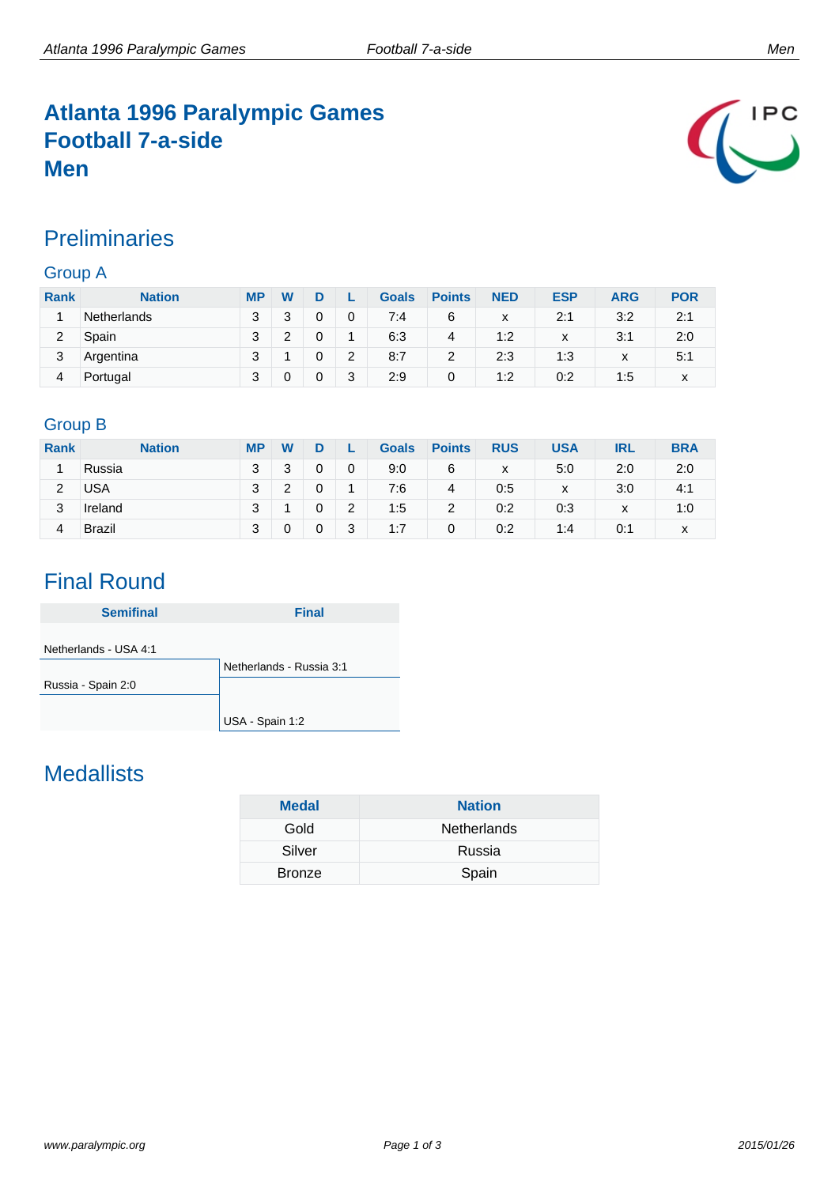# Atlanta 1996 Paralympic Games
# Football 7-a-side
# Men

## Preliminaries

### Group A

| Rank | Nation | MP | W | D | L | Goals | Points | NED | ESP | ARG | POR |
|---|---|---|---|---|---|---|---|---|---|---|---|
| 1 | Netherlands | 3 | 3 | 0 | 0 | 7:4 | 6 | x | 2:1 | 3:2 | 2:1 |
| 2 | Spain | 3 | 2 | 0 | 1 | 6:3 | 4 | 1:2 | x | 3:1 | 2:0 |
| 3 | Argentina | 3 | 1 | 0 | 2 | 8:7 | 2 | 2:3 | 1:3 | x | 5:1 |
| 4 | Portugal | 3 | 0 | 0 | 3 | 2:9 | 0 | 1:2 | 0:2 | 1:5 | x |

### Group B

| Rank | Nation | MP | W | D | L | Goals | Points | RUS | USA | IRL | BRA |
|---|---|---|---|---|---|---|---|---|---|---|---|
| 1 | Russia | 3 | 3 | 0 | 0 | 9:0 | 6 | x | 5:0 | 2:0 | 2:0 |
| 2 | USA | 3 | 2 | 0 | 1 | 7:6 | 4 | 0:5 | x | 3:0 | 4:1 |
| 3 | Ireland | 3 | 1 | 0 | 2 | 1:5 | 2 | 0:2 | 0:3 | x | 1:0 |
| 4 | Brazil | 3 | 0 | 0 | 3 | 1:7 | 0 | 0:2 | 1:4 | 0:1 | x |

## Final Round

| Semifinal | Final |
|---|---|
| Netherlands - USA 4:1 | |
| | Netherlands - Russia 3:1 |
| Russia - Spain 2:0 | |
| | USA - Spain 1:2 |

## Medallists

| Medal | Nation |
|---|---|
| Gold | Netherlands |
| Silver | Russia |
| Bronze | Spain |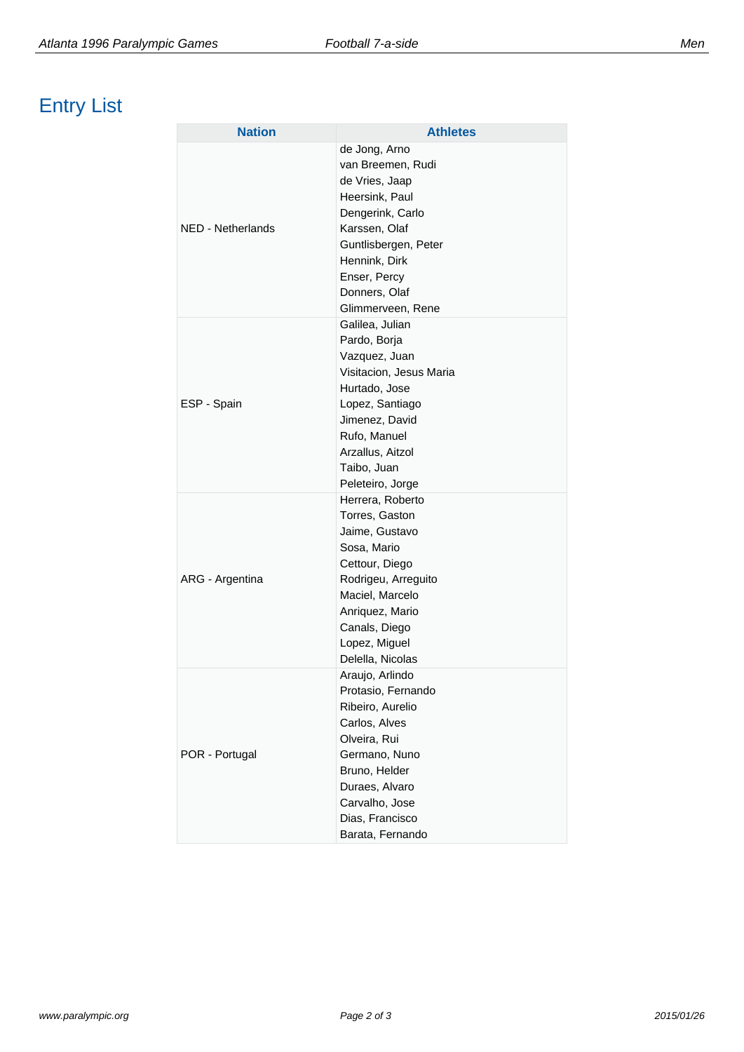# Entry List

| Nation | Athletes |
|---|---|
| NED - Netherlands | de Jong, Arno<br>van Breemen, Rudi<br>de Vries, Jaap<br>Heersink, Paul<br>Dengerink, Carlo<br>Karssen, Olaf<br>Guntlisbergen, Peter<br>Hennink, Dirk<br>Enser, Percy<br>Donners, Olaf<br>Glimmerveen, Rene |
| ESP - Spain | Galilea, Julian<br>Pardo, Borja<br>Vazquez, Juan<br>Visitacion, Jesus Maria<br>Hurtado, Jose<br>Lopez, Santiago<br>Jimenez, David<br>Rufo, Manuel<br>Arzallus, Aitzol<br>Taibo, Juan<br>Peleteiro, Jorge |
| ARG - Argentina | Herrera, Roberto<br>Torres, Gaston<br>Jaime, Gustavo<br>Sosa, Mario<br>Cettour, Diego<br>Rodrigeu, Arreguito<br>Maciel, Marcelo<br>Anriquez, Mario<br>Canals, Diego<br>Lopez, Miguel<br>Delella, Nicolas |
| POR - Portugal | Araujo, Arlindo<br>Protasio, Fernando<br>Ribeiro, Aurelio<br>Carlos, Alves<br>Olveira, Rui<br>Germano, Nuno<br>Bruno, Helder<br>Duraes, Alvaro<br>Carvalho, Jose<br>Dias, Francisco<br>Barata, Fernando |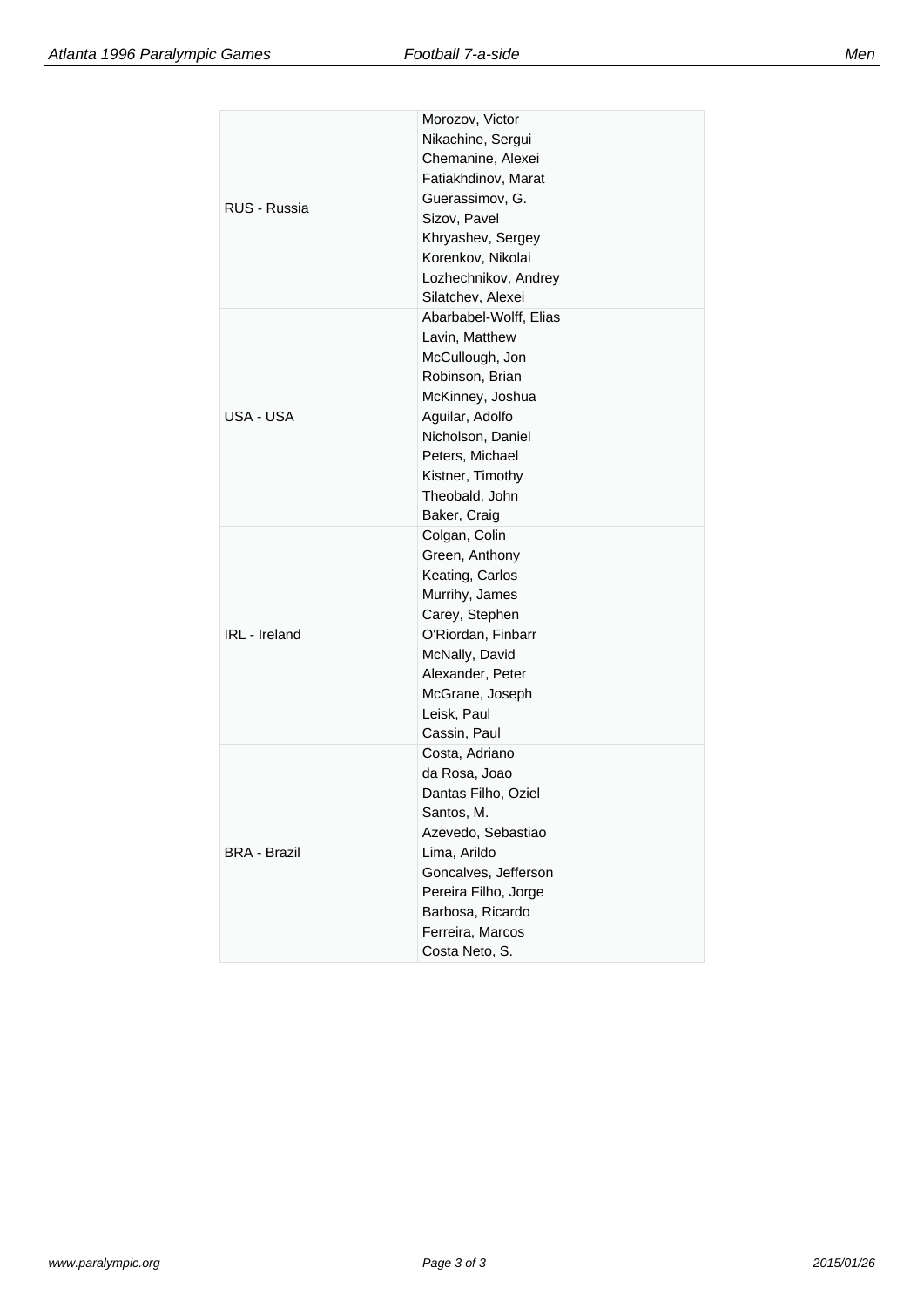| | |
|---|---|
| RUS - Russia | Morozov, Victor<br>Nikachine, Sergui<br>Chemanine, Alexei<br>Fatiakhdinov, Marat<br>Guerassimov, G.<br>Sizov, Pavel<br>Khryashev, Sergey<br>Korenkov, Nikolai<br>Lozhechnikov, Andrey<br>Silatchev, Alexei |
| USA - USA | Abarbabel-Wolff, Elias<br>Lavin, Matthew<br>McCullough, Jon<br>Robinson, Brian<br>McKinney, Joshua<br>Aguilar, Adolfo<br>Nicholson, Daniel<br>Peters, Michael<br>Kistner, Timothy<br>Theobald, John<br>Baker, Craig |
| IRL - Ireland | Colgan, Colin<br>Green, Anthony<br>Keating, Carlos<br>Murrihy, James<br>Carey, Stephen<br>O'Riordan, Finbarr<br>McNally, David<br>Alexander, Peter<br>McGrane, Joseph<br>Leisk, Paul<br>Cassin, Paul |
| BRA - Brazil | Costa, Adriano<br>da Rosa, Joao<br>Dantas Filho, Oziel<br>Santos, M.<br>Azevedo, Sebastiao<br>Lima, Arildo<br>Goncalves, Jefferson<br>Pereira Filho, Jorge<br>Barbosa, Ricardo<br>Ferreira, Marcos<br>Costa Neto, S. |